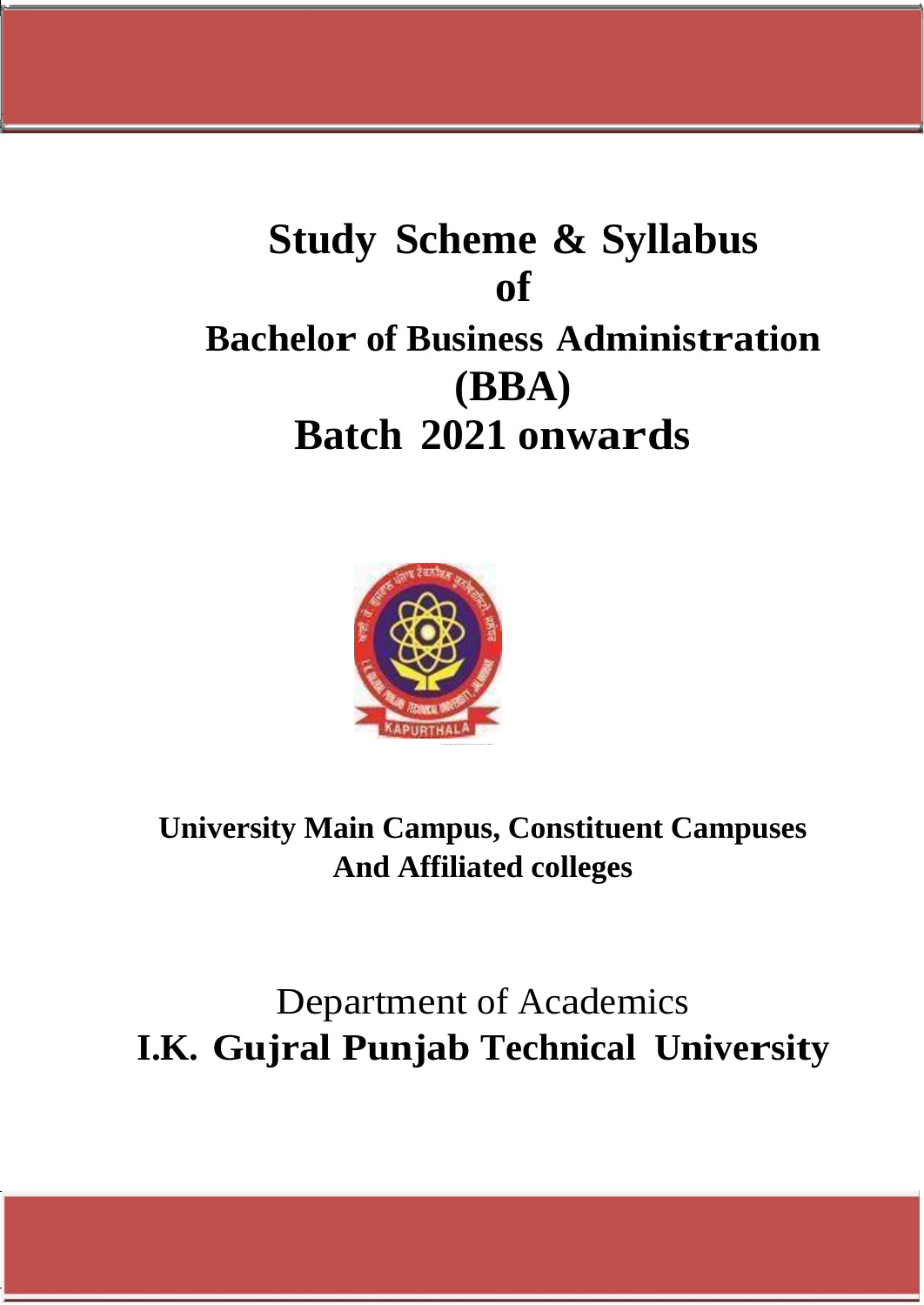# Study Scheme & Syllabus of Bachelor of Business Administration (BBA)

# Batch 2021 onwards

**University Main Campus, Constituent Campuses And Affiliated colleges**

Department of Academics

**I.K. Gujral Punjab Technical University**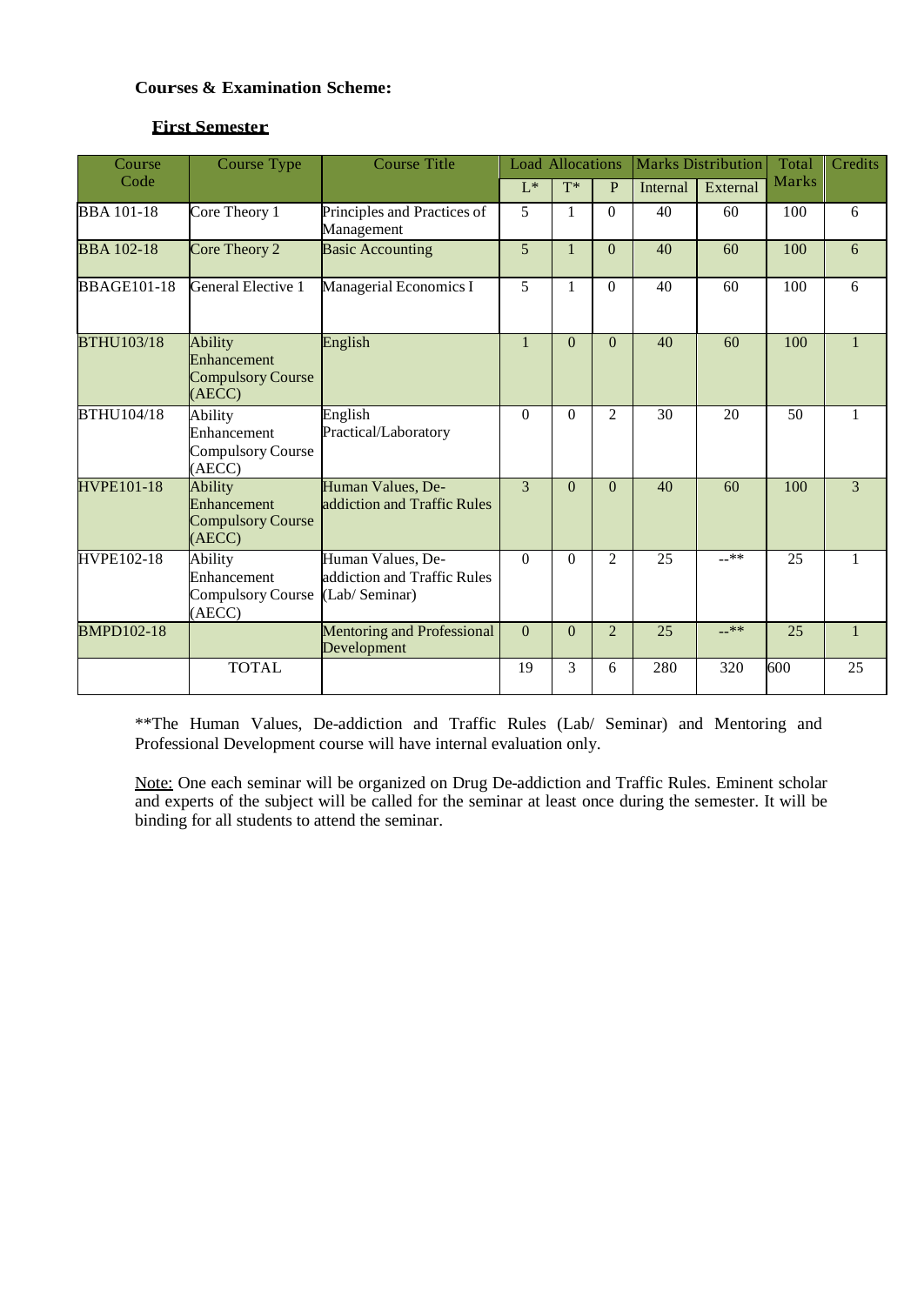**Courses & Examination Scheme:**

**First Semester**

| Course Code | Course Type | Course Title | Load Allocations | | | Marks Distribution | | Total Marks | Credits |
|---|---|---|---|---|---|---|---|---|---|
| | | | L* | T* | P | Internal | External | | |
| BBA 101-18 | Core Theory 1 | Principles and Practices of Management | 5 | 1 | 0 | 40 | 60 | 100 | 6 |
| BBA 102-18 | Core Theory 2 | Basic Accounting | 5 | 1 | 0 | 40 | 60 | 100 | 6 |
| BBAGE101-18 | General Elective 1 | Managerial Economics I | 5 | 1 | 0 | 40 | 60 | 100 | 6 |
| BTHU103/18 | Ability Enhancement Compulsory Course (AECC) | English | 1 | 0 | 0 | 40 | 60 | 100 | 1 |
| BTHU104/18 | Ability Enhancement Compulsory Course (AECC) | English Practical/Laboratory | 0 | 0 | 2 | 30 | 20 | 50 | 1 |
| HVPE101-18 | Ability Enhancement Compulsory Course (AECC) | Human Values, De-addiction and Traffic Rules | 3 | 0 | 0 | 40 | 60 | 100 | 3 |
| HVPE102-18 | Ability Enhancement Compulsory Course (AECC) | Human Values, De-addiction and Traffic Rules (Lab/ Seminar) | 0 | 0 | 2 | 25 | --** | 25 | 1 |
| BMPD102-18 | | Mentoring and Professional Development | 0 | 0 | 2 | 25 | --** | 25 | 1 |
| | TOTAL | | 19 | 3 | 6 | 280 | 320 | 600 | 25 |

**The Human Values, De-addiction and Traffic Rules (Lab/ Seminar) and Mentoring and Professional Development course will have internal evaluation only.

Note: One each seminar will be organized on Drug De-addiction and Traffic Rules. Eminent scholar and experts of the subject will be called for the seminar at least once during the semester. It will be binding for all students to attend the seminar.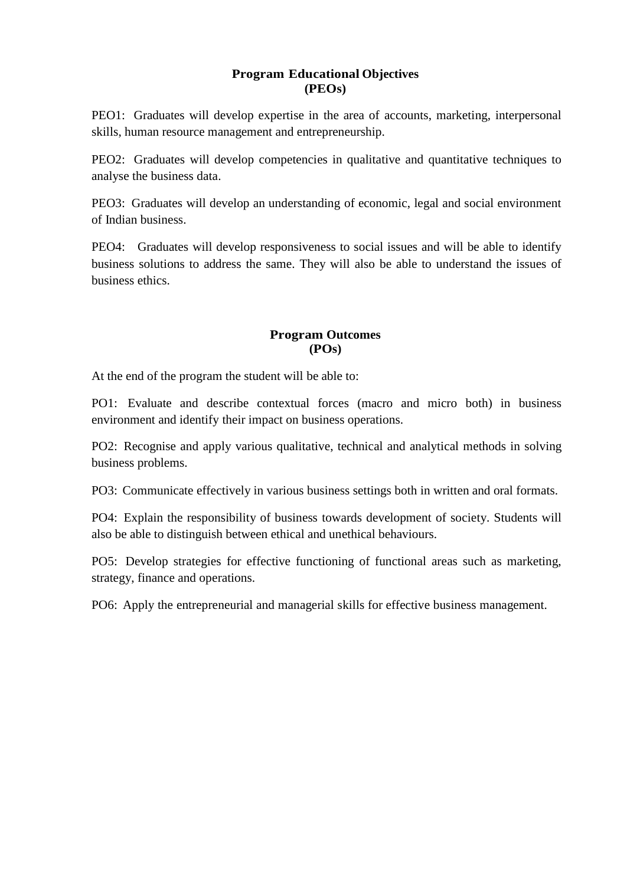## Program Educational Objectives (PEOs)

PEO1: Graduates will develop expertise in the area of accounts, marketing, interpersonal skills, human resource management and entrepreneurship.

PEO2: Graduates will develop competencies in qualitative and quantitative techniques to analyse the business data.

PEO3: Graduates will develop an understanding of economic, legal and social environment of Indian business.

PEO4: Graduates will develop responsiveness to social issues and will be able to identify business solutions to address the same. They will also be able to understand the issues of business ethics.

## Program Outcomes (POs)

At the end of the program the student will be able to:

PO1: Evaluate and describe contextual forces (macro and micro both) in business environment and identify their impact on business operations.

PO2: Recognise and apply various qualitative, technical and analytical methods in solving business problems.

PO3: Communicate effectively in various business settings both in written and oral formats.

PO4: Explain the responsibility of business towards development of society. Students will also be able to distinguish between ethical and unethical behaviours.

PO5: Develop strategies for effective functioning of functional areas such as marketing, strategy, finance and operations.

PO6: Apply the entrepreneurial and managerial skills for effective business management.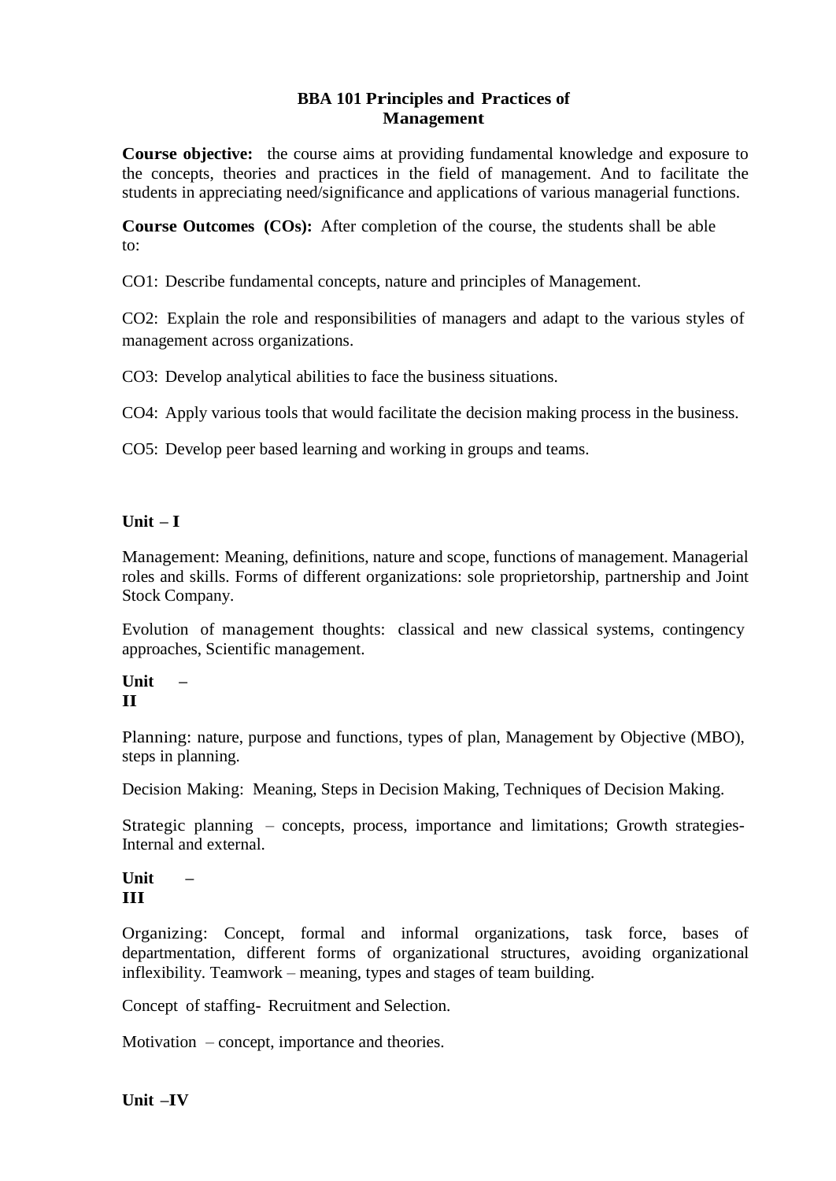# BBA 101 Principles and Practices of Management

**Course objective:** the course aims at providing fundamental knowledge and exposure to the concepts, theories and practices in the field of management. And to facilitate the students in appreciating need/significance and applications of various managerial functions.

**Course Outcomes (COs):** After completion of the course, the students shall be able to:

CO1: Describe fundamental concepts, nature and principles of Management.

CO2: Explain the role and responsibilities of managers and adapt to the various styles of management across organizations.

CO3: Develop analytical abilities to face the business situations.

CO4: Apply various tools that would facilitate the decision making process in the business.

CO5: Develop peer based learning and working in groups and teams.

**Unit – I**

Management: Meaning, definitions, nature and scope, functions of management. Managerial roles and skills. Forms of different organizations: sole proprietorship, partnership and Joint Stock Company.

Evolution of management thoughts: classical and new classical systems, contingency approaches, Scientific management.

**Unit – II**

Planning: nature, purpose and functions, types of plan, Management by Objective (MBO), steps in planning.

Decision Making: Meaning, Steps in Decision Making, Techniques of Decision Making.

Strategic planning – concepts, process, importance and limitations; Growth strategies- Internal and external.

**Unit – III**

Organizing: Concept, formal and informal organizations, task force, bases of departmentation, different forms of organizational structures, avoiding organizational inflexibility. Teamwork – meaning, types and stages of team building.

Concept of staffing- Recruitment and Selection.

Motivation – concept, importance and theories.

**Unit –IV**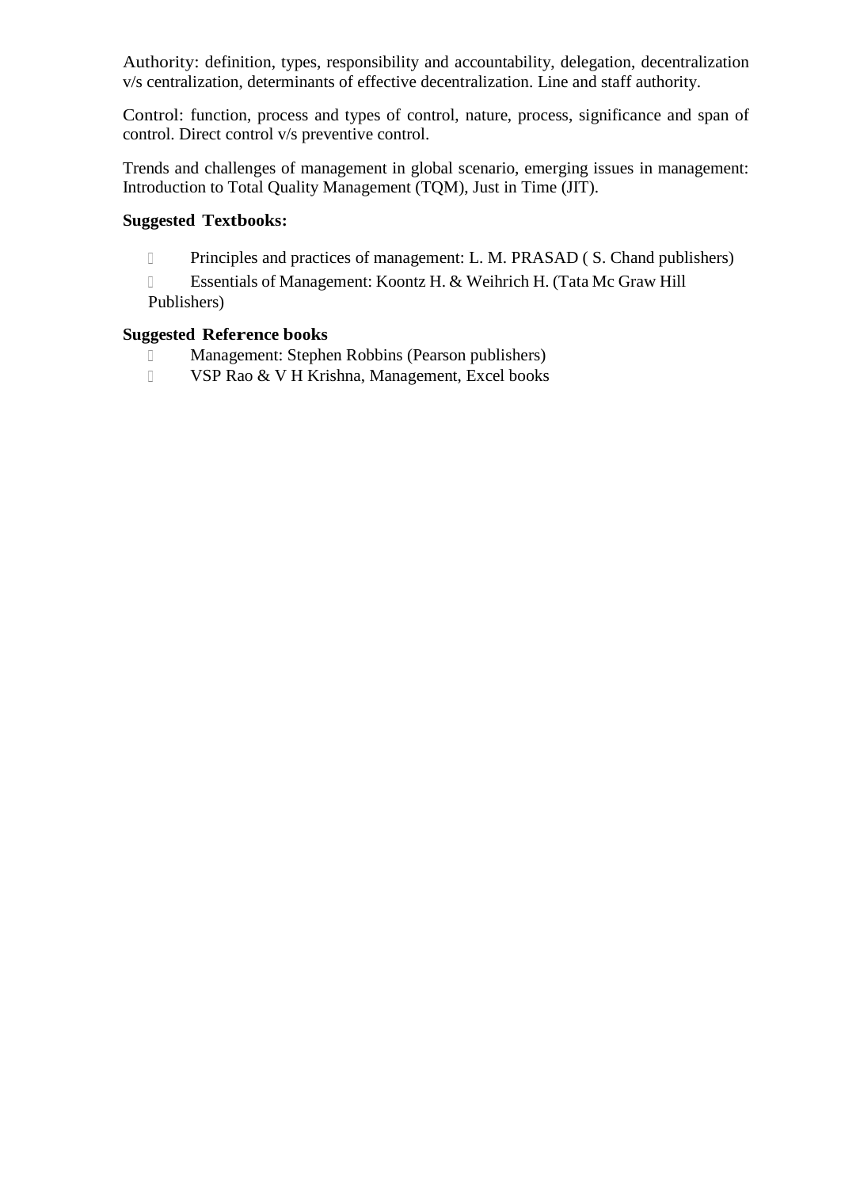Authority: definition, types, responsibility and accountability, delegation, decentralization v/s centralization, determinants of effective decentralization. Line and staff authority.

Control: function, process and types of control, nature, process, significance and span of control. Direct control v/s preventive control.

Trends and challenges of management in global scenario, emerging issues in management: Introduction to Total Quality Management (TQM), Just in Time (JIT).

**Suggested Textbooks:**

- Principles and practices of management: L. M. PRASAD ( S. Chand publishers)
- Essentials of Management: Koontz H. & Weihrich H. (Tata Mc Graw Hill Publishers)

**Suggested Reference books**

- Management: Stephen Robbins (Pearson publishers)
- VSP Rao & V H Krishna, Management, Excel books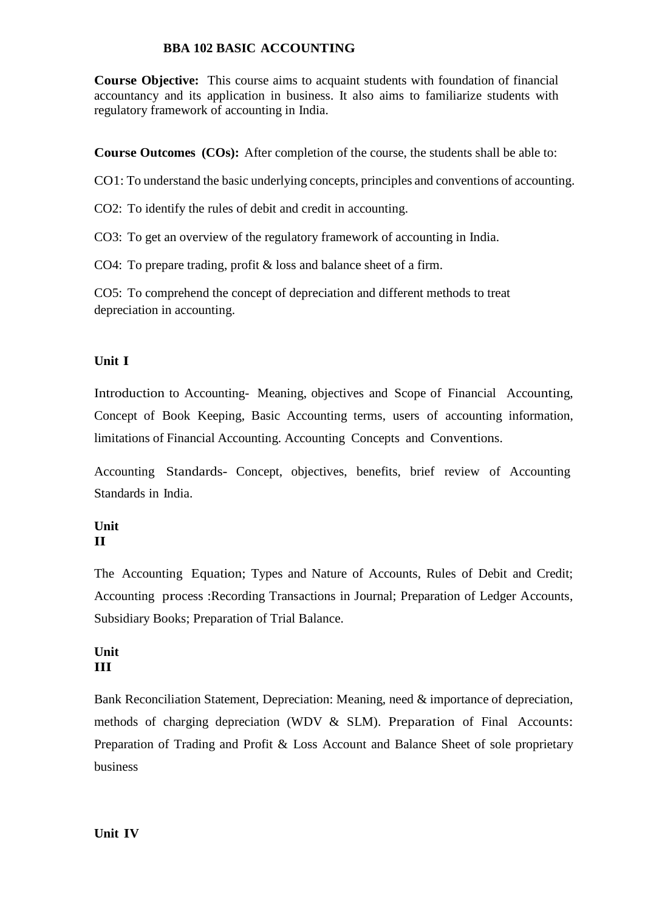# BBA 102 BASIC ACCOUNTING

**Course Objective:** This course aims to acquaint students with foundation of financial accountancy and its application in business. It also aims to familiarize students with regulatory framework of accounting in India.

**Course Outcomes (COs):** After completion of the course, the students shall be able to:

CO1: To understand the basic underlying concepts, principles and conventions of accounting.

CO2: To identify the rules of debit and credit in accounting.

CO3: To get an overview of the regulatory framework of accounting in India.

CO4: To prepare trading, profit & loss and balance sheet of a firm.

CO5: To comprehend the concept of depreciation and different methods to treat depreciation in accounting.

**Unit I**

Introduction to Accounting- Meaning, objectives and Scope of Financial Accounting, Concept of Book Keeping, Basic Accounting terms, users of accounting information, limitations of Financial Accounting. Accounting Concepts and Conventions.

Accounting Standards- Concept, objectives, benefits, brief review of Accounting Standards in India.

**Unit II**

The Accounting Equation; Types and Nature of Accounts, Rules of Debit and Credit; Accounting process :Recording Transactions in Journal; Preparation of Ledger Accounts, Subsidiary Books; Preparation of Trial Balance.

**Unit III**

Bank Reconciliation Statement, Depreciation: Meaning, need & importance of depreciation, methods of charging depreciation (WDV & SLM). Preparation of Final Accounts: Preparation of Trading and Profit & Loss Account and Balance Sheet of sole proprietary business

**Unit IV**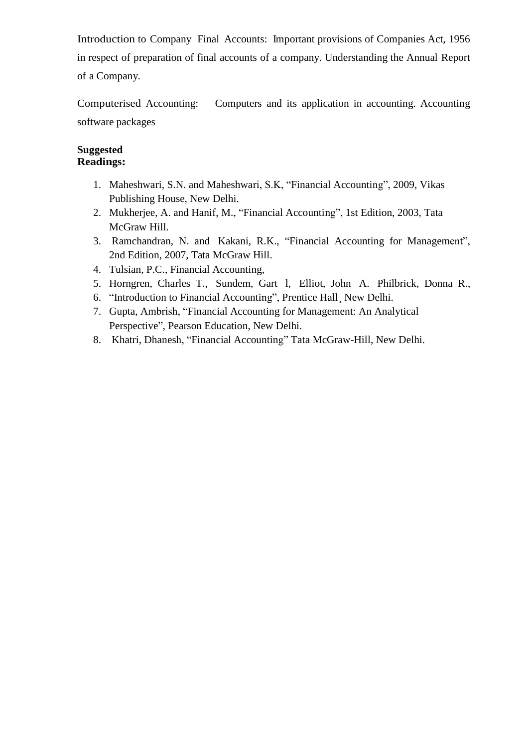Introduction to Company Final Accounts: Important provisions of Companies Act, 1956 in respect of preparation of final accounts of a company. Understanding the Annual Report of a Company.

Computerised Accounting: Computers and its application in accounting. Accounting software packages

**Suggested Readings:**

1. Maheshwari, S.N. and Maheshwari, S.K, "Financial Accounting", 2009, Vikas Publishing House, New Delhi.
2. Mukherjee, A. and Hanif, M., "Financial Accounting", 1st Edition, 2003, Tata McGraw Hill.
3. Ramchandran, N. and Kakani, R.K., "Financial Accounting for Management", 2nd Edition, 2007, Tata McGraw Hill.
4. Tulsian, P.C., Financial Accounting,
5. Horngren, Charles T., Sundem, Gart l, Elliot, John A. Philbrick, Donna R.,
6. "Introduction to Financial Accounting", Prentice Hall¸ New Delhi.
7. Gupta, Ambrish, "Financial Accounting for Management: An Analytical Perspective", Pearson Education, New Delhi.
8. Khatri, Dhanesh, "Financial Accounting" Tata McGraw-Hill, New Delhi.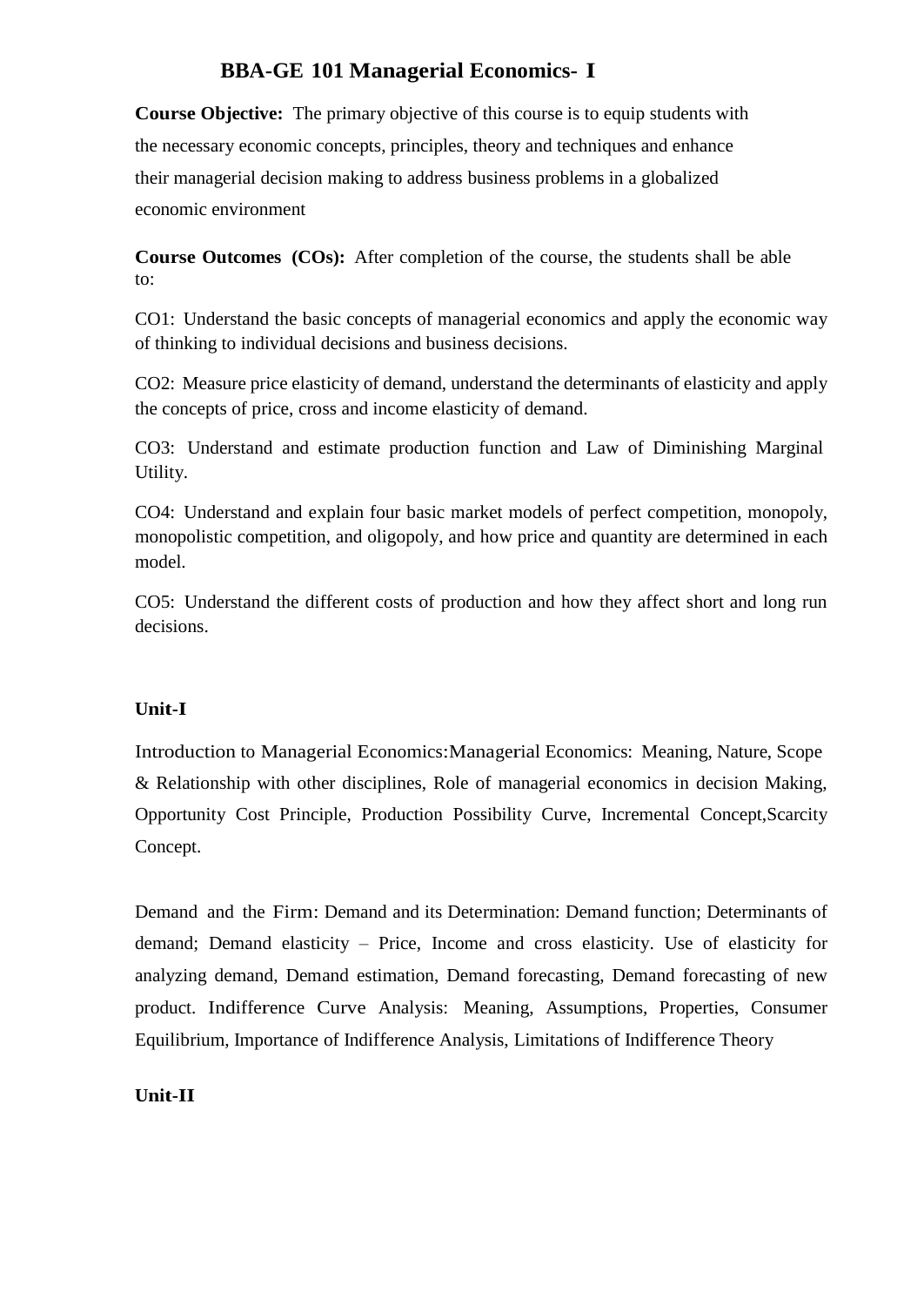# BBA-GE 101 Managerial Economics- I

**Course Objective:** The primary objective of this course is to equip students with the necessary economic concepts, principles, theory and techniques and enhance their managerial decision making to address business problems in a globalized economic environment

**Course Outcomes (COs):** After completion of the course, the students shall be able to:

CO1: Understand the basic concepts of managerial economics and apply the economic way of thinking to individual decisions and business decisions.

CO2: Measure price elasticity of demand, understand the determinants of elasticity and apply the concepts of price, cross and income elasticity of demand.

CO3: Understand and estimate production function and Law of Diminishing Marginal Utility.

CO4: Understand and explain four basic market models of perfect competition, monopoly, monopolistic competition, and oligopoly, and how price and quantity are determined in each model.

CO5: Understand the different costs of production and how they affect short and long run decisions.

**Unit-I**

Introduction to Managerial Economics:Managerial Economics: Meaning, Nature, Scope & Relationship with other disciplines, Role of managerial economics in decision Making, Opportunity Cost Principle, Production Possibility Curve, Incremental Concept,Scarcity Concept.

Demand and the Firm: Demand and its Determination: Demand function; Determinants of demand; Demand elasticity – Price, Income and cross elasticity. Use of elasticity for analyzing demand, Demand estimation, Demand forecasting, Demand forecasting of new product. Indifference Curve Analysis: Meaning, Assumptions, Properties, Consumer Equilibrium, Importance of Indifference Analysis, Limitations of Indifference Theory

**Unit-II**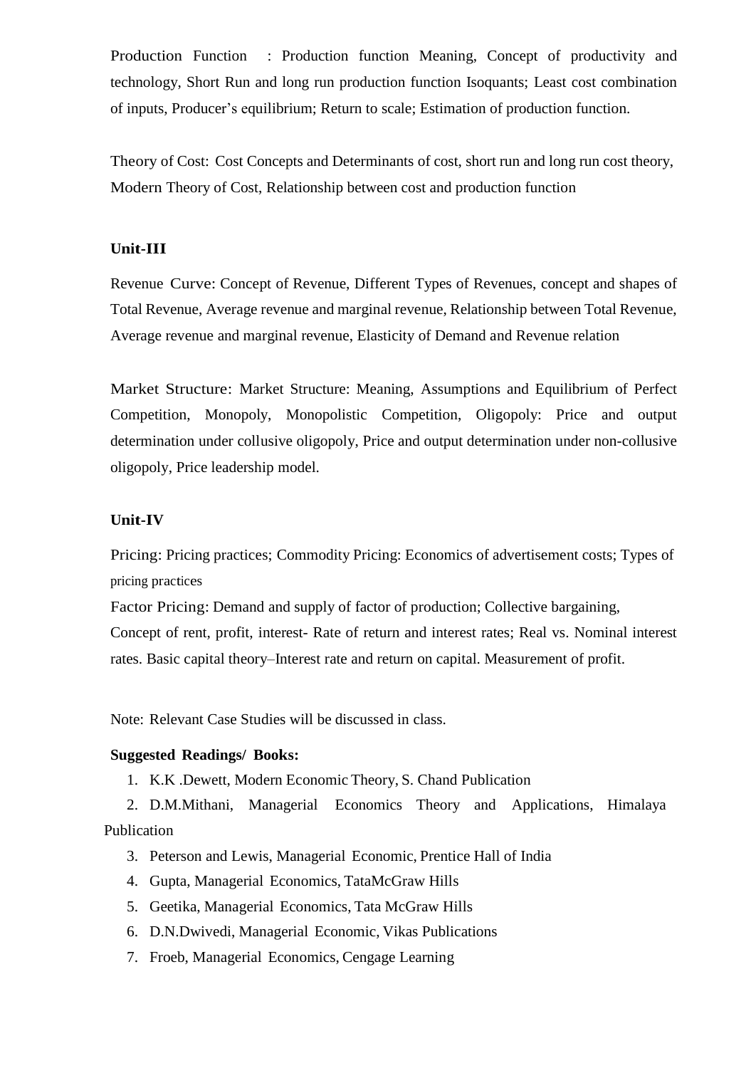Production Function : Production function Meaning, Concept of productivity and technology, Short Run and long run production function Isoquants; Least cost combination of inputs, Producer's equilibrium; Return to scale; Estimation of production function.

Theory of Cost: Cost Concepts and Determinants of cost, short run and long run cost theory, Modern Theory of Cost, Relationship between cost and production function

**Unit-III**

Revenue Curve: Concept of Revenue, Different Types of Revenues, concept and shapes of Total Revenue, Average revenue and marginal revenue, Relationship between Total Revenue, Average revenue and marginal revenue, Elasticity of Demand and Revenue relation

Market Structure: Market Structure: Meaning, Assumptions and Equilibrium of Perfect Competition, Monopoly, Monopolistic Competition, Oligopoly: Price and output determination under collusive oligopoly, Price and output determination under non-collusive oligopoly, Price leadership model.

**Unit-IV**

Pricing: Pricing practices; Commodity Pricing: Economics of advertisement costs; Types of pricing practices

Factor Pricing: Demand and supply of factor of production; Collective bargaining, Concept of rent, profit, interest- Rate of return and interest rates; Real vs. Nominal interest rates. Basic capital theory–Interest rate and return on capital. Measurement of profit.

Note: Relevant Case Studies will be discussed in class.

**Suggested Readings/ Books:**

1. K.K .Dewett, Modern Economic Theory, S. Chand Publication
2. D.M.Mithani, Managerial Economics Theory and Applications, Himalaya Publication
3. Peterson and Lewis, Managerial Economic, Prentice Hall of India
4. Gupta, Managerial Economics, TataMcGraw Hills
5. Geetika, Managerial Economics, Tata McGraw Hills
6. D.N.Dwivedi, Managerial Economic, Vikas Publications
7. Froeb, Managerial Economics, Cengage Learning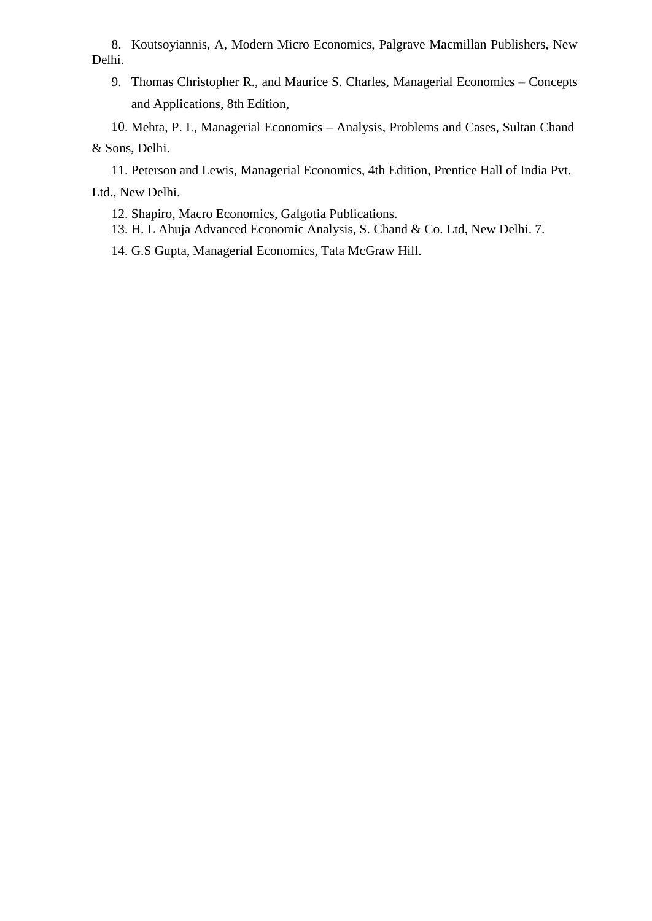8. Koutsoyiannis, A, Modern Micro Economics, Palgrave Macmillan Publishers, New Delhi.
9. Thomas Christopher R., and Maurice S. Charles, Managerial Economics – Concepts and Applications, 8th Edition,
10. Mehta, P. L, Managerial Economics – Analysis, Problems and Cases, Sultan Chand & Sons, Delhi.
11. Peterson and Lewis, Managerial Economics, 4th Edition, Prentice Hall of India Pvt. Ltd., New Delhi.
12. Shapiro, Macro Economics, Galgotia Publications.
13. H. L Ahuja Advanced Economic Analysis, S. Chand & Co. Ltd, New Delhi. 7.
14. G.S Gupta, Managerial Economics, Tata McGraw Hill.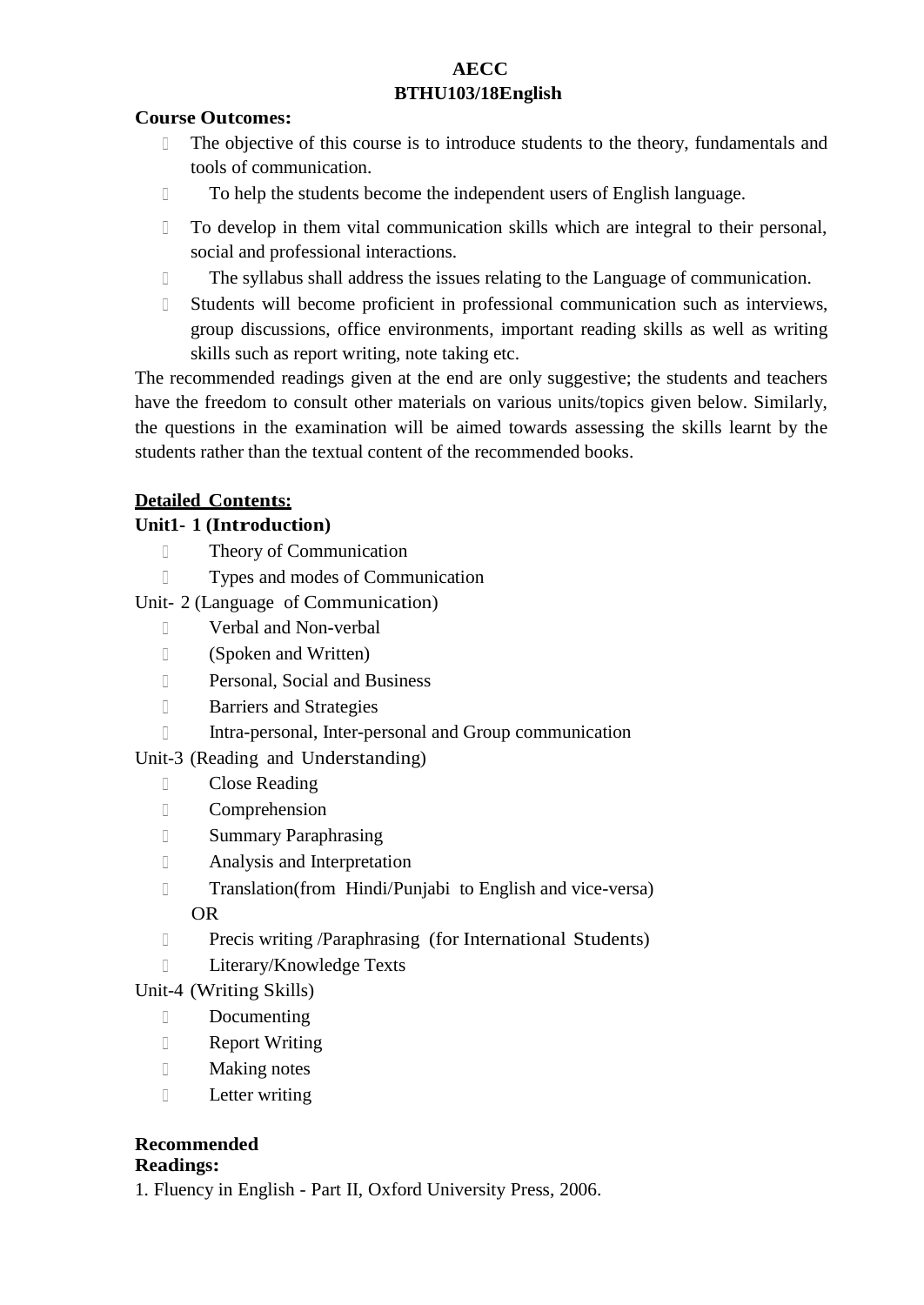**AECC**

**BTHU103/18English**

**Course Outcomes:**

- The objective of this course is to introduce students to the theory, fundamentals and tools of communication.
- To help the students become the independent users of English language.
- To develop in them vital communication skills which are integral to their personal, social and professional interactions.
- The syllabus shall address the issues relating to the Language of communication.
- Students will become proficient in professional communication such as interviews, group discussions, office environments, important reading skills as well as writing skills such as report writing, note taking etc.

The recommended readings given at the end are only suggestive; the students and teachers have the freedom to consult other materials on various units/topics given below. Similarly, the questions in the examination will be aimed towards assessing the skills learnt by the students rather than the textual content of the recommended books.

**<u>Detailed Contents:</u>**

**Unit1- 1 (Introduction)**

- Theory of Communication
- Types and modes of Communication

Unit- 2 (Language of Communication)

- Verbal and Non-verbal
- (Spoken and Written)
- Personal, Social and Business
- Barriers and Strategies
- Intra-personal, Inter-personal and Group communication

Unit-3 (Reading and Understanding)

- Close Reading
- Comprehension
- Summary Paraphrasing
- Analysis and Interpretation
- Translation(from Hindi/Punjabi to English and vice-versa)

  OR

- Precis writing /Paraphrasing (for International Students)
- Literary/Knowledge Texts

Unit-4 (Writing Skills)

- Documenting
- Report Writing
- Making notes
- Letter writing

**Recommended Readings:**

1. Fluency in English - Part II, Oxford University Press, 2006.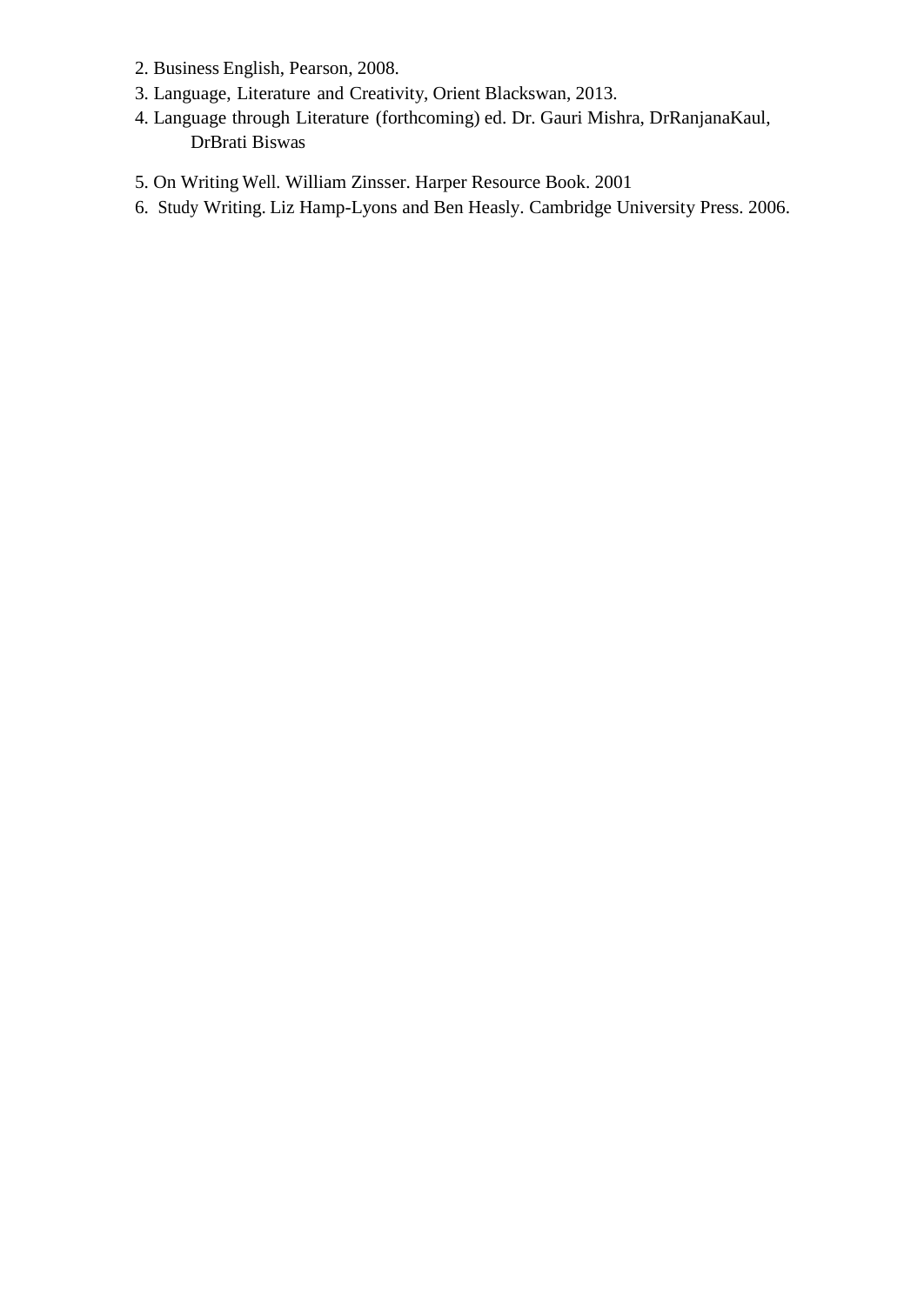2. Business English, Pearson, 2008.
3. Language, Literature and Creativity, Orient Blackswan, 2013.
4. Language through Literature (forthcoming) ed. Dr. Gauri Mishra, DrRanjanaKaul, DrBrati Biswas
5. On Writing Well. William Zinsser. Harper Resource Book. 2001
6. Study Writing. Liz Hamp-Lyons and Ben Heasly. Cambridge University Press. 2006.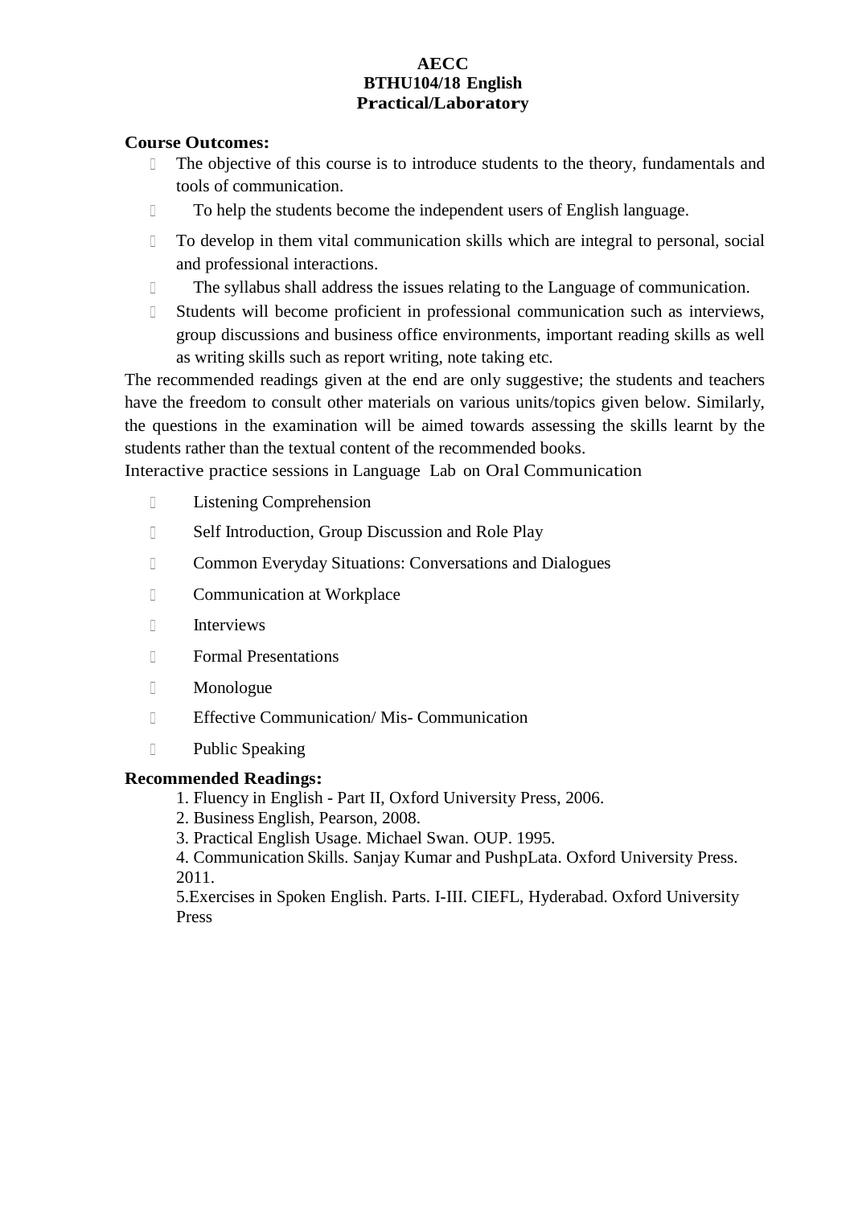**AECC**
**BTHU104/18 English**
**Practical/Laboratory**

**Course Outcomes:**

- The objective of this course is to introduce students to the theory, fundamentals and tools of communication.
- To help the students become the independent users of English language.
- To develop in them vital communication skills which are integral to personal, social and professional interactions.
- The syllabus shall address the issues relating to the Language of communication.
- Students will become proficient in professional communication such as interviews, group discussions and business office environments, important reading skills as well as writing skills such as report writing, note taking etc.

The recommended readings given at the end are only suggestive; the students and teachers have the freedom to consult other materials on various units/topics given below. Similarly, the questions in the examination will be aimed towards assessing the skills learnt by the students rather than the textual content of the recommended books.

Interactive practice sessions in Language Lab on Oral Communication

- Listening Comprehension
- Self Introduction, Group Discussion and Role Play
- Common Everyday Situations: Conversations and Dialogues
- Communication at Workplace
- Interviews
- Formal Presentations
- Monologue
- Effective Communication/ Mis- Communication
- Public Speaking

**Recommended Readings:**

1. Fluency in English - Part II, Oxford University Press, 2006.
2. Business English, Pearson, 2008.
3. Practical English Usage. Michael Swan. OUP. 1995.
4. Communication Skills. Sanjay Kumar and PushpLata. Oxford University Press. 2011.
5. Exercises in Spoken English. Parts. I-III. CIEFL, Hyderabad. Oxford University Press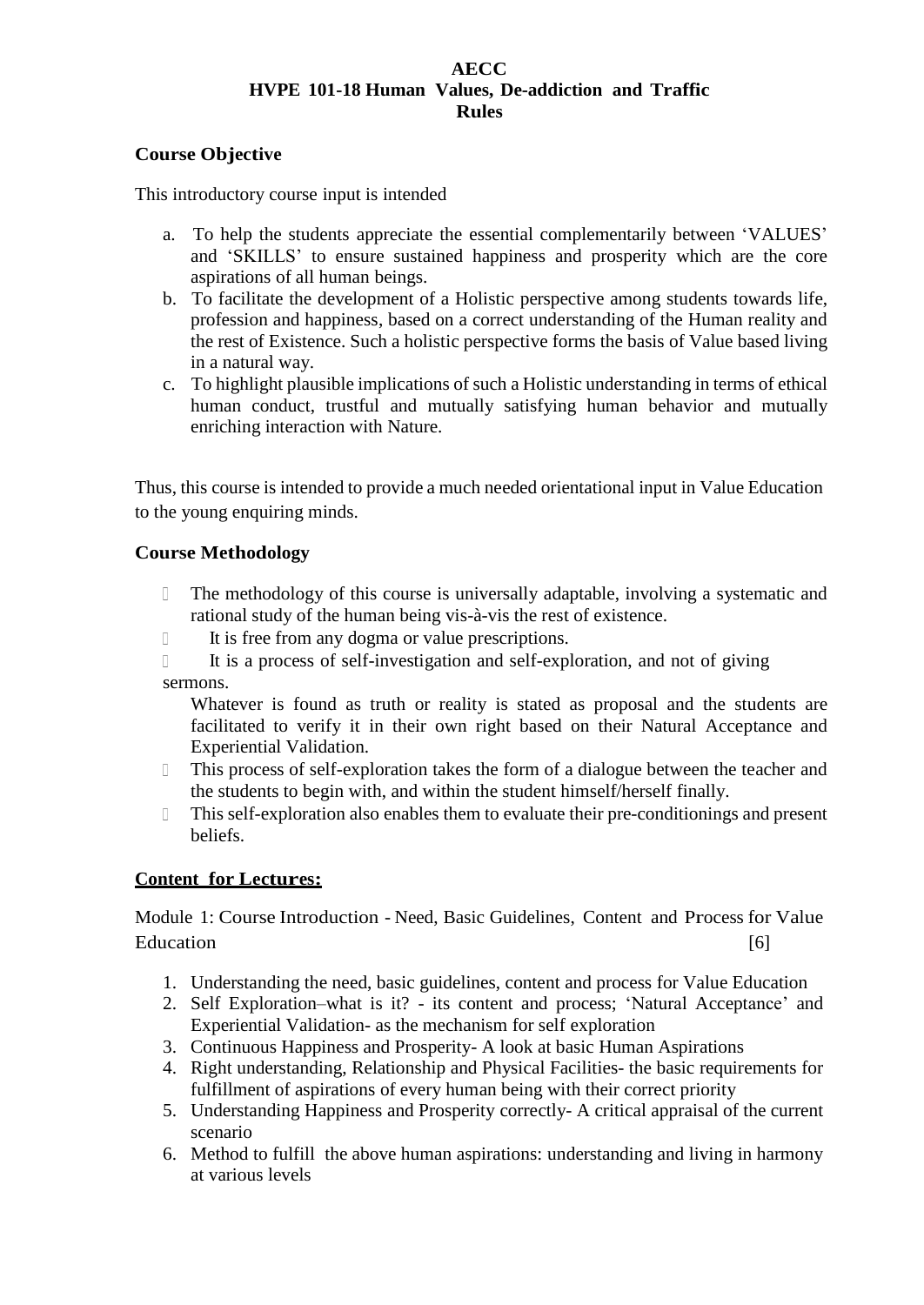**AECC**
**HVPE 101-18 Human Values, De-addiction and Traffic Rules**

### Course Objective

This introductory course input is intended

a. To help the students appreciate the essential complementarily between 'VALUES' and 'SKILLS' to ensure sustained happiness and prosperity which are the core aspirations of all human beings.
b. To facilitate the development of a Holistic perspective among students towards life, profession and happiness, based on a correct understanding of the Human reality and the rest of Existence. Such a holistic perspective forms the basis of Value based living in a natural way.
c. To highlight plausible implications of such a Holistic understanding in terms of ethical human conduct, trustful and mutually satisfying human behavior and mutually enriching interaction with Nature.

Thus, this course is intended to provide a much needed orientational input in Value Education to the young enquiring minds.

### Course Methodology

- The methodology of this course is universally adaptable, involving a systematic and rational study of the human being vis-à-vis the rest of existence.
- It is free from any dogma or value prescriptions.
- It is a process of self-investigation and self-exploration, and not of giving sermons.
  Whatever is found as truth or reality is stated as proposal and the students are facilitated to verify it in their own right based on their Natural Acceptance and Experiential Validation.
- This process of self-exploration takes the form of a dialogue between the teacher and the students to begin with, and within the student himself/herself finally.
- This self-exploration also enables them to evaluate their pre-conditionings and present beliefs.

### <u>Content for Lectures:</u>

Module 1: Course Introduction - Need, Basic Guidelines, Content and Process for Value Education [6]

1. Understanding the need, basic guidelines, content and process for Value Education
2. Self Exploration–what is it? - its content and process; 'Natural Acceptance' and Experiential Validation- as the mechanism for self exploration
3. Continuous Happiness and Prosperity- A look at basic Human Aspirations
4. Right understanding, Relationship and Physical Facilities- the basic requirements for fulfillment of aspirations of every human being with their correct priority
5. Understanding Happiness and Prosperity correctly- A critical appraisal of the current scenario
6. Method to fulfill the above human aspirations: understanding and living in harmony at various levels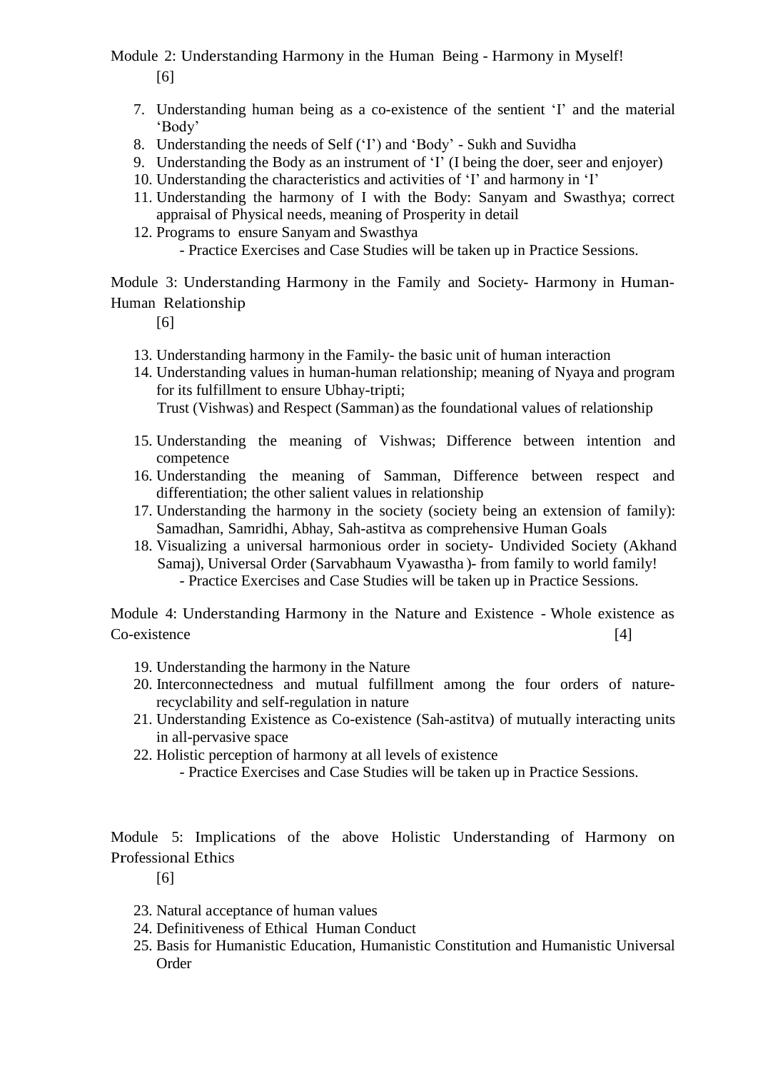Module 2: Understanding Harmony in the Human Being - Harmony in Myself!
[6]

7. Understanding human being as a co-existence of the sentient 'I' and the material 'Body'
8. Understanding the needs of Self ('I') and 'Body' - Sukh and Suvidha
9. Understanding the Body as an instrument of 'I' (I being the doer, seer and enjoyer)
10. Understanding the characteristics and activities of 'I' and harmony in 'I'
11. Understanding the harmony of I with the Body: Sanyam and Swasthya; correct appraisal of Physical needs, meaning of Prosperity in detail
12. Programs to ensure Sanyam and Swasthya
    - Practice Exercises and Case Studies will be taken up in Practice Sessions.

Module 3: Understanding Harmony in the Family and Society- Harmony in Human-Human Relationship
[6]

13. Understanding harmony in the Family- the basic unit of human interaction
14. Understanding values in human-human relationship; meaning of Nyaya and program for its fulfillment to ensure Ubhay-tripti;
    Trust (Vishwas) and Respect (Samman) as the foundational values of relationship
15. Understanding the meaning of Vishwas; Difference between intention and competence
16. Understanding the meaning of Samman, Difference between respect and differentiation; the other salient values in relationship
17. Understanding the harmony in the society (society being an extension of family): Samadhan, Samridhi, Abhay, Sah-astitva as comprehensive Human Goals
18. Visualizing a universal harmonious order in society- Undivided Society (Akhand Samaj), Universal Order (Sarvabhaum Vyawastha )- from family to world family!
    - Practice Exercises and Case Studies will be taken up in Practice Sessions.

Module 4: Understanding Harmony in the Nature and Existence - Whole existence as Co-existence [4]

19. Understanding the harmony in the Nature
20. Interconnectedness and mutual fulfillment among the four orders of nature- recyclability and self-regulation in nature
21. Understanding Existence as Co-existence (Sah-astitva) of mutually interacting units in all-pervasive space
22. Holistic perception of harmony at all levels of existence
    - Practice Exercises and Case Studies will be taken up in Practice Sessions.

Module 5: Implications of the above Holistic Understanding of Harmony on Professional Ethics
[6]

23. Natural acceptance of human values
24. Definitiveness of Ethical Human Conduct
25. Basis for Humanistic Education, Humanistic Constitution and Humanistic Universal Order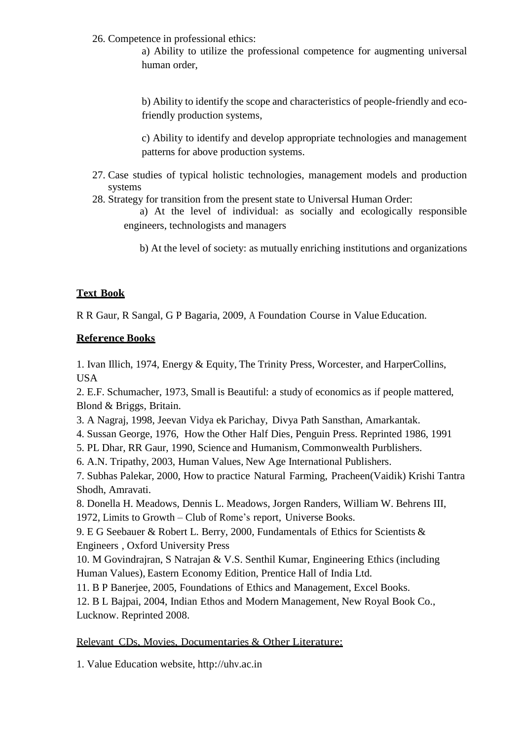26. Competence in professional ethics:

    a) Ability to utilize the professional competence for augmenting universal human order,

    b) Ability to identify the scope and characteristics of people-friendly and eco-friendly production systems,

    c) Ability to identify and develop appropriate technologies and management patterns for above production systems.

27. Case studies of typical holistic technologies, management models and production systems
28. Strategy for transition from the present state to Universal Human Order:

    a) At the level of individual: as socially and ecologically responsible engineers, technologists and managers

    b) At the level of society: as mutually enriching institutions and organizations

**Text Book**

R R Gaur, R Sangal, G P Bagaria, 2009, A Foundation Course in Value Education.

**Reference Books**

1. Ivan Illich, 1974, Energy & Equity, The Trinity Press, Worcester, and HarperCollins, USA
2. E.F. Schumacher, 1973, Small is Beautiful: a study of economics as if people mattered, Blond & Briggs, Britain.
3. A Nagraj, 1998, Jeevan Vidya ek Parichay, Divya Path Sansthan, Amarkantak.
4. Sussan George, 1976, How the Other Half Dies, Penguin Press. Reprinted 1986, 1991
5. PL Dhar, RR Gaur, 1990, Science and Humanism, Commonwealth Purblishers.
6. A.N. Tripathy, 2003, Human Values, New Age International Publishers.
7. Subhas Palekar, 2000, How to practice Natural Farming, Pracheen(Vaidik) Krishi Tantra Shodh, Amravati.
8. Donella H. Meadows, Dennis L. Meadows, Jorgen Randers, William W. Behrens III, 1972, Limits to Growth – Club of Rome's report, Universe Books.
9. E G Seebauer & Robert L. Berry, 2000, Fundamentals of Ethics for Scientists & Engineers , Oxford University Press
10. M Govindrajran, S Natrajan & V.S. Senthil Kumar, Engineering Ethics (including Human Values), Eastern Economy Edition, Prentice Hall of India Ltd.
11. B P Banerjee, 2005, Foundations of Ethics and Management, Excel Books.
12. B L Bajpai, 2004, Indian Ethos and Modern Management, New Royal Book Co., Lucknow. Reprinted 2008.

Relevant CDs, Movies, Documentaries & Other Literature:

1. Value Education website, http://uhv.ac.in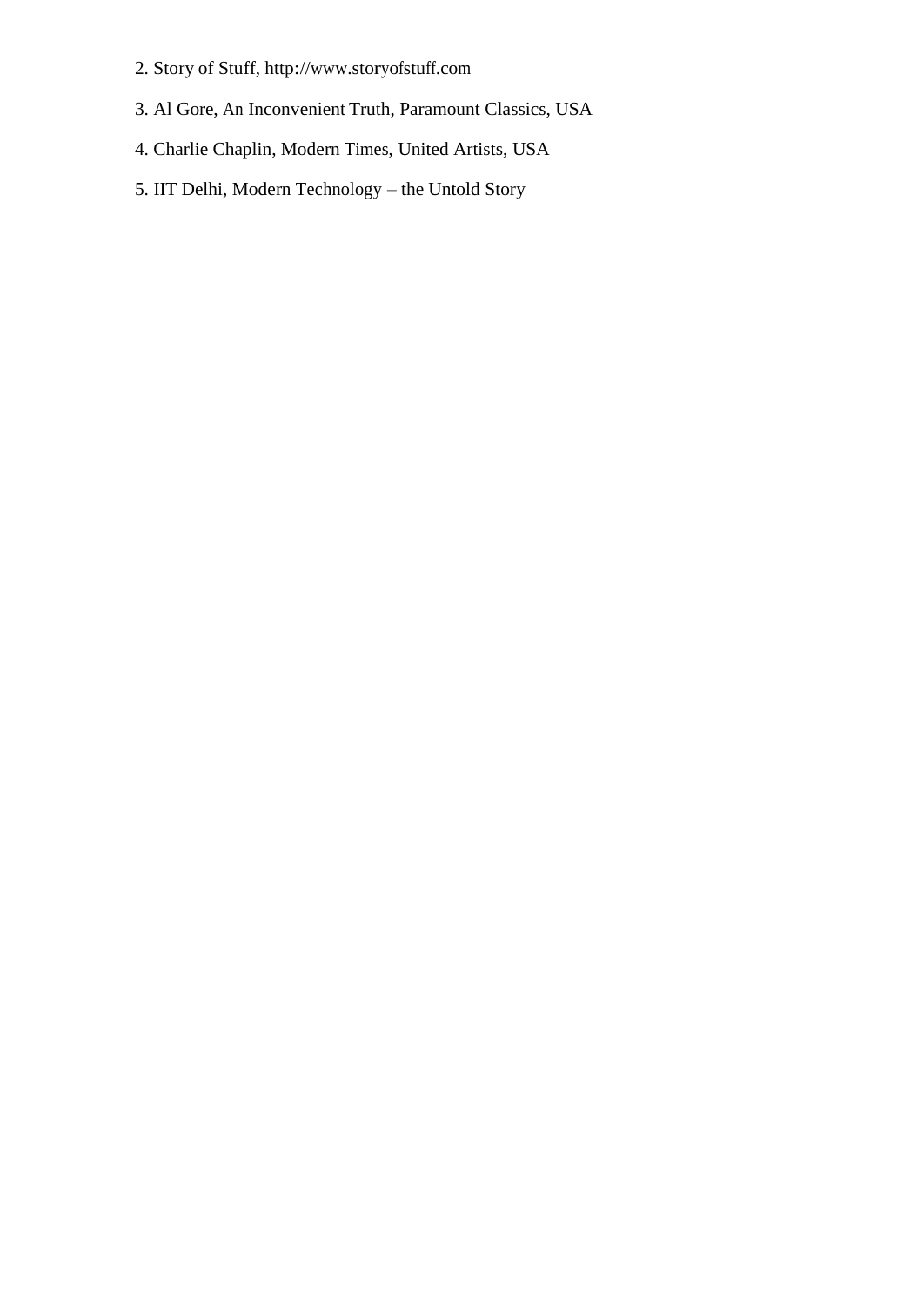2. Story of Stuff, http://www.storyofstuff.com

3. Al Gore, An Inconvenient Truth, Paramount Classics, USA

4. Charlie Chaplin, Modern Times, United Artists, USA

5. IIT Delhi, Modern Technology – the Untold Story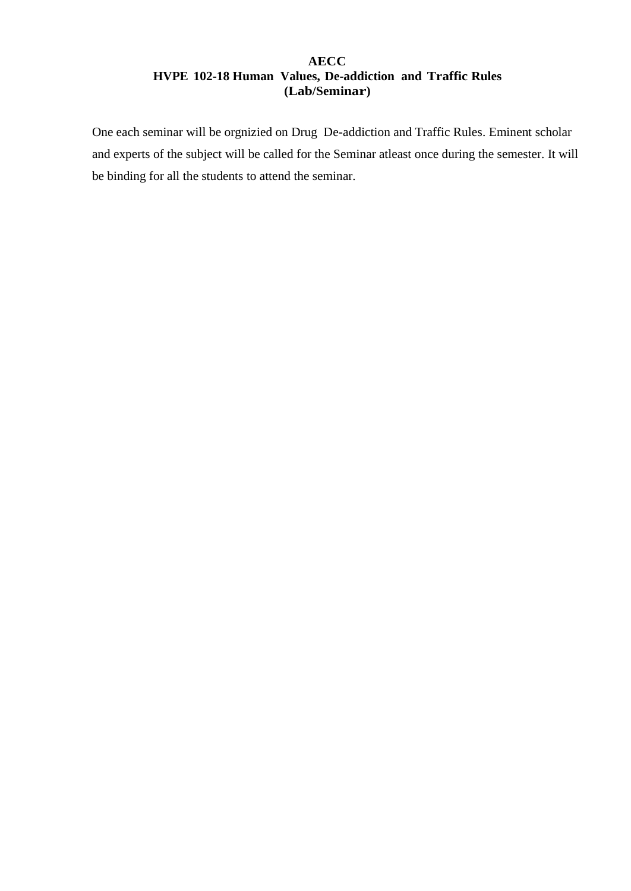**AECC**

**HVPE 102-18 Human Values, De-addiction and Traffic Rules**

**(Lab/Seminar)**

One each seminar will be orgnizied on Drug De-addiction and Traffic Rules. Eminent scholar and experts of the subject will be called for the Seminar atleast once during the semester. It will be binding for all the students to attend the seminar.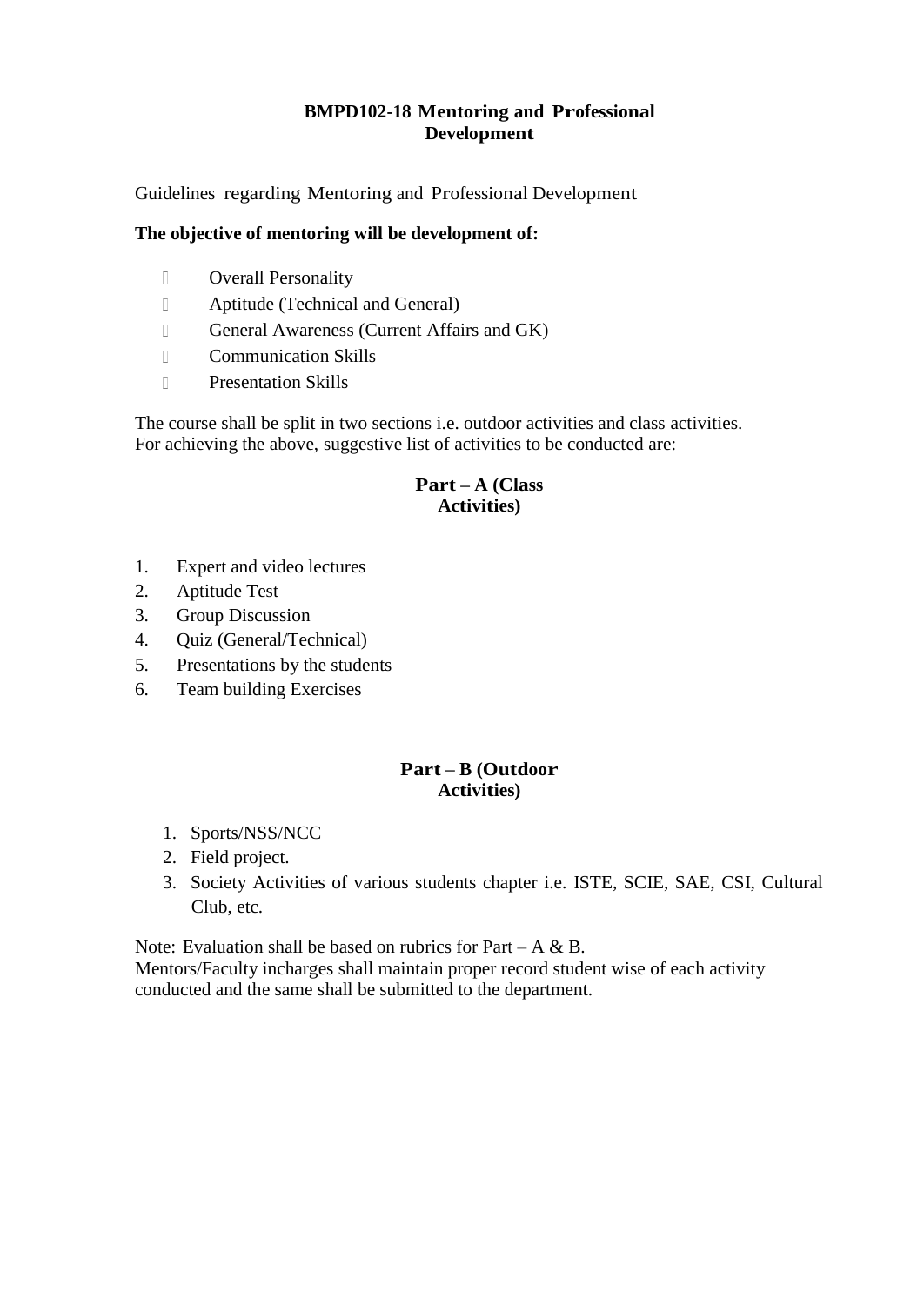# BMPD102-18 Mentoring and Professional Development

Guidelines regarding Mentoring and Professional Development

**The objective of mentoring will be development of:**

- Overall Personality
- Aptitude (Technical and General)
- General Awareness (Current Affairs and GK)
- Communication Skills
- Presentation Skills

The course shall be split in two sections i.e. outdoor activities and class activities. For achieving the above, suggestive list of activities to be conducted are:

## Part – A (Class Activities)

1. Expert and video lectures
2. Aptitude Test
3. Group Discussion
4. Quiz (General/Technical)
5. Presentations by the students
6. Team building Exercises

## Part – B (Outdoor Activities)

1. Sports/NSS/NCC
2. Field project.
3. Society Activities of various students chapter i.e. ISTE, SCIE, SAE, CSI, Cultural Club, etc.

Note: Evaluation shall be based on rubrics for Part – A & B.
Mentors/Faculty incharges shall maintain proper record student wise of each activity conducted and the same shall be submitted to the department.